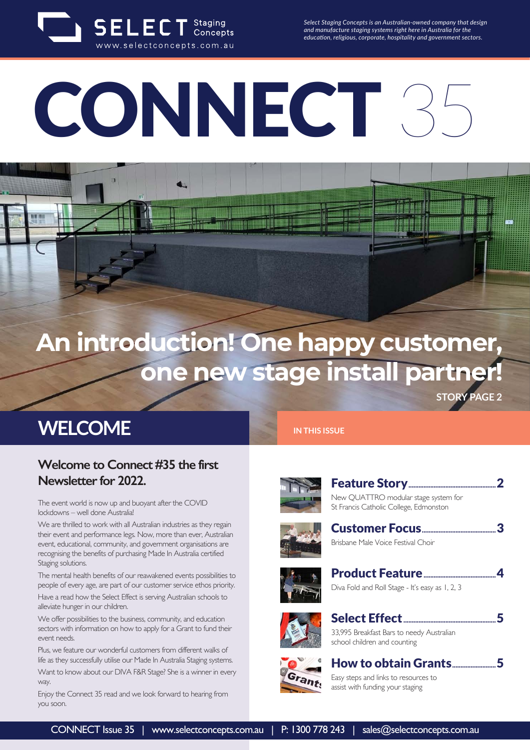SELECT Staging Concepts
www.selectconcepts.com.au

*Select Staging Concepts is an Australian-owned company that design and manufacture staging systems right here in Australia for the education, religious, corporate, hospitality and government sectors.*

# CONNECT 35

## An introduction! One happy customer, one new stage install partner!

**STORY PAGE 2**

## WELCOME

### Welcome to Connect #35 the first Newsletter for 2022.

The event world is now up and buoyant after the COVID lockdowns – well done Australia!

We are thrilled to work with all Australian industries as they regain their event and performance legs. Now, more than ever, Australian event, educational, community, and government organisations are recognising the benefits of purchasing Made In Australia certified Staging solutions.

The mental health benefits of our reawakened events possibilities to people of every age, are part of our customer service ethos priority.

Have a read how the Select Effect is serving Australian schools to alleviate hunger in our children.

We offer possibilities to the business, community, and education sectors with information on how to apply for a Grant to fund their event needs.

Plus, we feature our wonderful customers from different walks of life as they successfully utilise our Made In Australia Staging systems.

Want to know about our DIVA F&R Stage? She is a winner in every way.

Enjoy the Connect 35 read and we look forward to hearing from you soon.

## IN THIS ISSUE

**Feature Story** .......... 2
New QUATTRO modular stage system for St Francis Catholic College, Edmonston

**Customer Focus** .......... 3
Brisbane Male Voice Festival Choir

**Product Feature** .......... 4
Diva Fold and Roll Stage - It's easy as 1, 2, 3

**Select Effect** .......... 5
33,995 Breakfast Bars to needy Australian school children and counting

**How to obtain Grants** .......... 5
Easy steps and links to resources to assist with funding your staging

CONNECT Issue 35 | www.selectconcepts.com.au | P: 1300 778 243 | sales@selectconcepts.com.au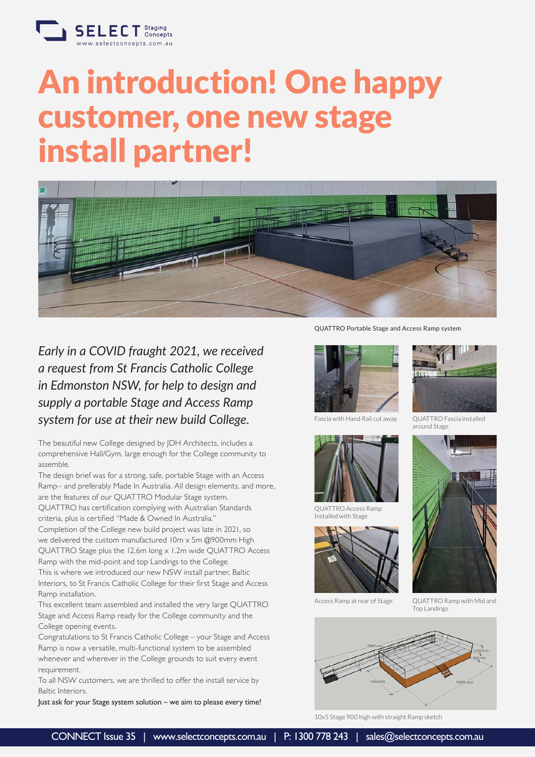# An introduction! One happy customer, one new stage install partner!

QUATTRO Portable Stage and Access Ramp system

*Early in a COVID fraught 2021, we received a request from St Francis Catholic College in Edmonston NSW, for help to design and supply a portable Stage and Access Ramp system for use at their new build College.*

The beautiful new College designed by JDH Architects, includes a comprehensive Hall/Gym, large enough for the College community to assemble.

The design brief was for a strong, safe, portable Stage with an Access Ramp– and preferably Made In Australia. All design elements, and more, are the features of our QUATTRO Modular Stage system.

QUATTRO has certification complying with Australian Standards criteria, plus is certified "Made & Owned In Australia."

Completion of the College new build project was late in 2021, so we delivered the custom manufactured 10m x 5m @900mm High QUATTRO Stage plus the 12.6m long x 1.2m wide QUATTRO Access Ramp with the mid-point and top Landings to the College.

This is where we introduced our new NSW install partner, Baltic Interiors, to St Francis Catholic College for their first Stage and Access Ramp installation.

This excellent team assembled and installed the very large QUATTRO Stage and Access Ramp ready for the College community and the College opening events.

Congratulations to St Francis Catholic College – your Stage and Access Ramp is now a versatile, multi-functional system to be assembled whenever and wherever in the College grounds to suit every event requirement.

To all NSW customers, we are thrilled to offer the install service by Baltic Interiors.

Just ask for your Stage system solution – we aim to please every time!

Fascia with Hand Rail cut away

QUATTRO Fascia installed around Stage

QUATTRO Access Ramp Installed with Stage

Access Ramp at rear of Stage

QUATTRO Ramp with Mid and Top Landings

10x5 Stage 900 high with straight Ramp sketch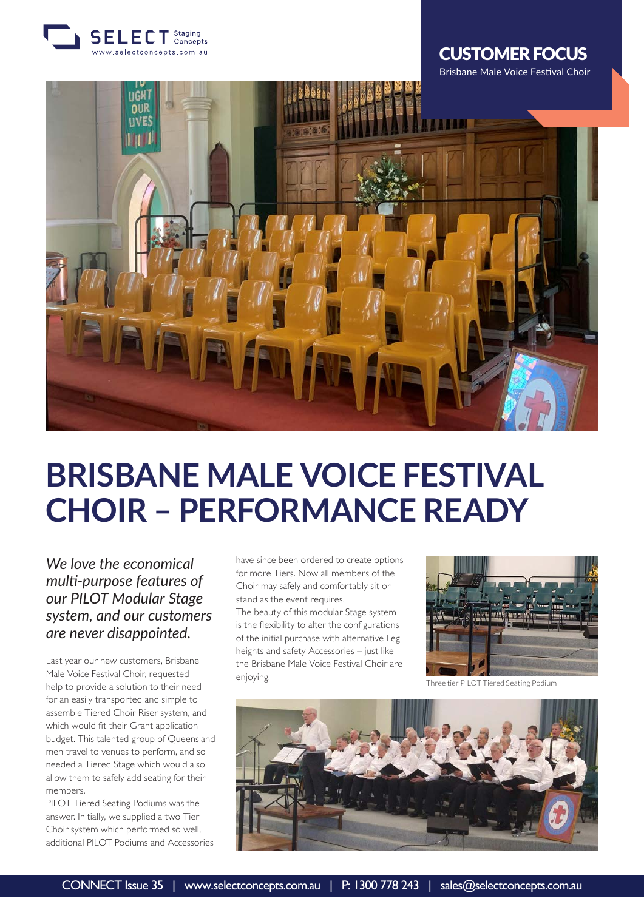SELECT Staging Concepts
www.selectconcepts.com.au

CUSTOMER FOCUS
Brisbane Male Voice Festival Choir

# BRISBANE MALE VOICE FESTIVAL CHOIR – PERFORMANCE READY

*We love the economical multi-purpose features of our PILOT Modular Stage system, and our customers are never disappointed.*

Last year our new customers, Brisbane Male Voice Festival Choir, requested help to provide a solution to their need for an easily transported and simple to assemble Tiered Choir Riser system, and which would fit their Grant application budget. This talented group of Queensland men travel to venues to perform, and so needed a Tiered Stage which would also allow them to safely add seating for their members.

PILOT Tiered Seating Podiums was the answer. Initially, we supplied a two Tier Choir system which performed so well, additional PILOT Podiums and Accessories have since been ordered to create options for more Tiers. Now all members of the Choir may safely and comfortably sit or stand as the event requires.

The beauty of this modular Stage system is the flexibility to alter the configurations of the initial purchase with alternative Leg heights and safety Accessories – just like the Brisbane Male Voice Festival Choir are enjoying.

Three tier PILOT Tiered Seating Podium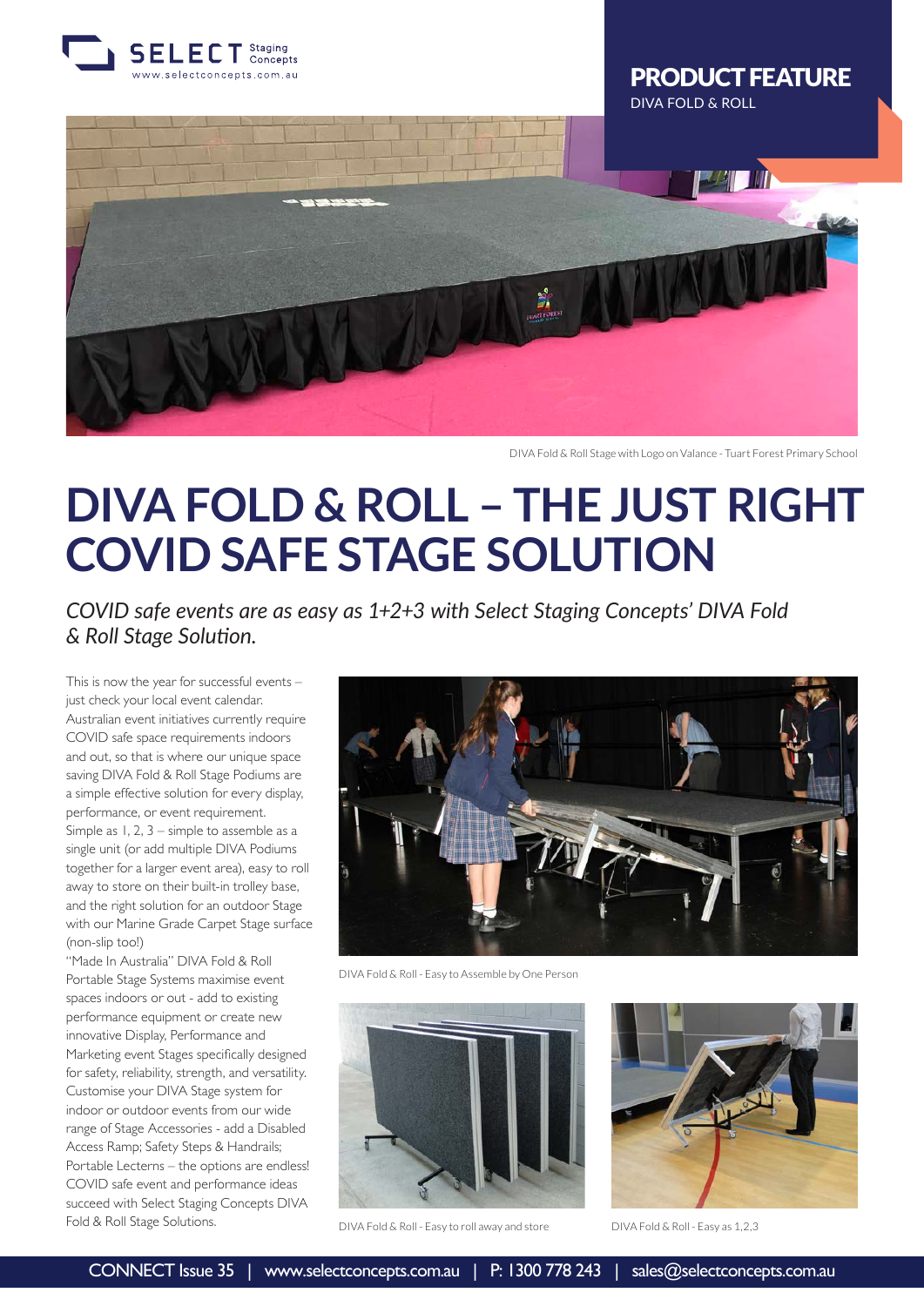PRODUCT FEATURE

DIVA FOLD & ROLL

DIVA Fold & Roll Stage with Logo on Valance - Tuart Forest Primary School

# DIVA FOLD & ROLL – THE JUST RIGHT COVID SAFE STAGE SOLUTION

*COVID safe events are as easy as 1+2+3 with Select Staging Concepts' DIVA Fold & Roll Stage Solution.*

This is now the year for successful events – just check your local event calendar. Australian event initiatives currently require COVID safe space requirements indoors and out, so that is where our unique space saving DIVA Fold & Roll Stage Podiums are a simple effective solution for every display, performance, or event requirement. Simple as 1, 2, 3 – simple to assemble as a single unit (or add multiple DIVA Podiums together for a larger event area), easy to roll away to store on their built-in trolley base, and the right solution for an outdoor Stage with our Marine Grade Carpet Stage surface (non-slip too!)

"Made In Australia" DIVA Fold & Roll Portable Stage Systems maximise event spaces indoors or out - add to existing performance equipment or create new innovative Display, Performance and Marketing event Stages specifically designed for safety, reliability, strength, and versatility. Customise your DIVA Stage system for indoor or outdoor events from our wide range of Stage Accessories - add a Disabled Access Ramp; Safety Steps & Handrails; Portable Lecterns – the options are endless! COVID safe event and performance ideas succeed with Select Staging Concepts DIVA Fold & Roll Stage Solutions.

DIVA Fold & Roll - Easy to Assemble by One Person

DIVA Fold & Roll - Easy to roll away and store

DIVA Fold & Roll - Easy as 1,2,3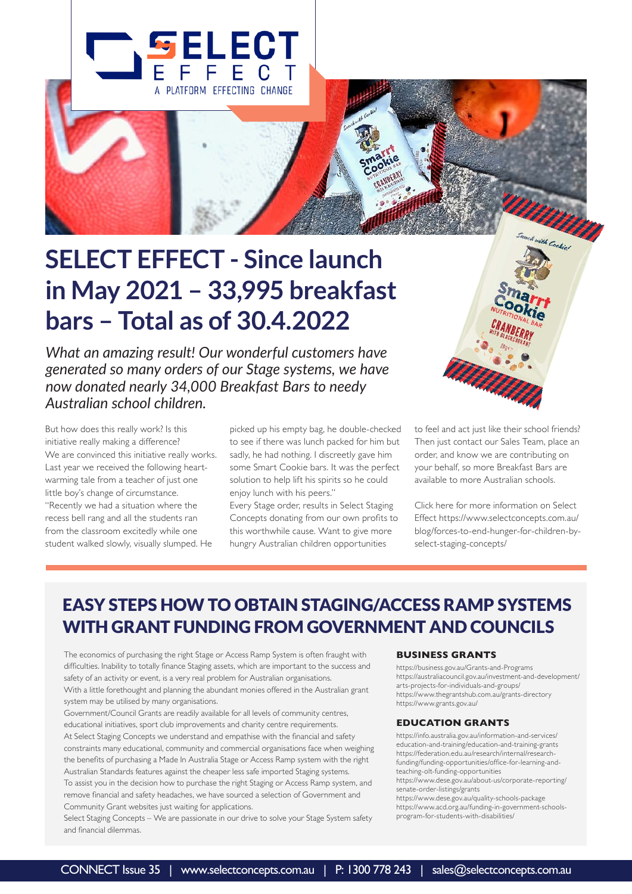# SELECT EFFECT - Since launch in May 2021 – 33,995 breakfast bars – Total as of 30.4.2022

*What an amazing result! Our wonderful customers have generated so many orders of our Stage systems, we have now donated nearly 34,000 Breakfast Bars to needy Australian school children.*

But how does this really work? Is this initiative really making a difference? We are convinced this initiative really works. Last year we received the following heart-warming tale from a teacher of just one little boy's change of circumstance.

"Recently we had a situation where the recess bell rang and all the students ran from the classroom excitedly while one student walked slowly, visually slumped. He picked up his empty bag, he double-checked to see if there was lunch packed for him but sadly, he had nothing. I discreetly gave him some Smart Cookie bars. It was the perfect solution to help lift his spirits so he could enjoy lunch with his peers."

Every Stage order, results in Select Staging Concepts donating from our own profits to this worthwhile cause. Want to give more hungry Australian children opportunities to feel and act just like their school friends? Then just contact our Sales Team, place an order, and know we are contributing on your behalf, so more Breakfast Bars are available to more Australian schools.

Click here for more information on Select Effect https://www.selectconcepts.com.au/blog/forces-to-end-hunger-for-children-by-select-staging-concepts/

## EASY STEPS HOW TO OBTAIN STAGING/ACCESS RAMP SYSTEMS WITH GRANT FUNDING FROM GOVERNMENT AND COUNCILS

The economics of purchasing the right Stage or Access Ramp System is often fraught with difficulties. Inability to totally finance Staging assets, which are important to the success and safety of an activity or event, is a very real problem for Australian organisations.

With a little forethought and planning the abundant monies offered in the Australian grant system may be utilised by many organisations.

Government/Council Grants are readily available for all levels of community centres, educational initiatives, sport club improvements and charity centre requirements.

At Select Staging Concepts we understand and empathise with the financial and safety constraints many educational, community and commercial organisations face when weighing the benefits of purchasing a Made In Australia Stage or Access Ramp system with the right Australian Standards features against the cheaper less safe imported Staging systems.

To assist you in the decision how to purchase the right Staging or Access Ramp system, and remove financial and safety headaches, we have sourced a selection of Government and Community Grant websites just waiting for applications.

Select Staging Concepts – We are passionate in our drive to solve your Stage System safety and financial dilemmas.

### BUSINESS GRANTS

https://business.gov.au/Grants-and-Programs
https://australiacouncil.gov.au/investment-and-development/arts-projects-for-individuals-and-groups/
https://www.thegrantshub.com.au/grants-directory
https://www.grants.gov.au/

### EDUCATION GRANTS

https://info.australia.gov.au/information-and-services/education-and-training/education-and-training-grants
https://federation.edu.au/research/internal/research-funding/funding-opportunities/office-for-learning-and-teaching-olt-funding-opportunities
https://www.dese.gov.au/about-us/corporate-reporting/senate-order-listings/grants
https://www.dese.gov.au/quality-schools-package
https://www.acd.org.au/funding-in-government-schools-program-for-students-with-disabilities/